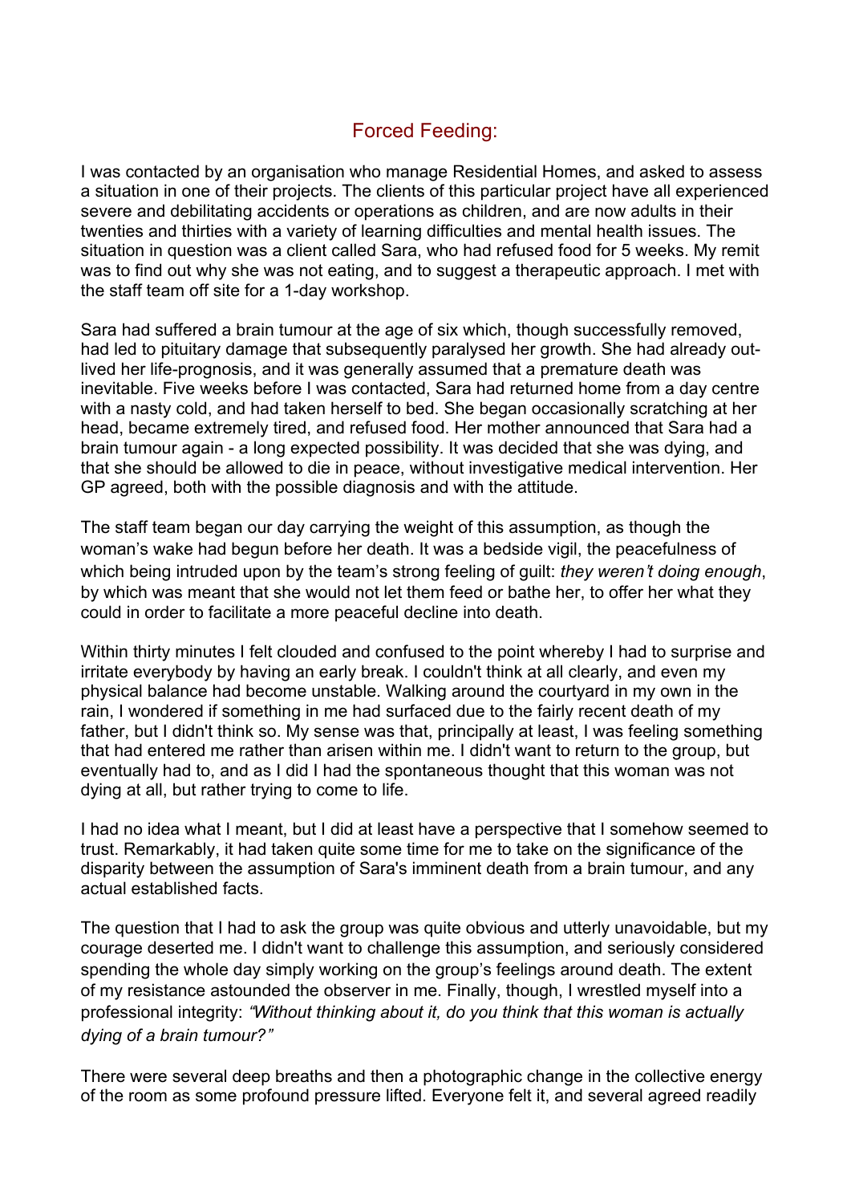# Forced Feeding:

I was contacted by an organisation who manage Residential Homes, and asked to assess a situation in one of their projects. The clients of this particular project have all experienced severe and debilitating accidents or operations as children, and are now adults in their twenties and thirties with a variety of learning difficulties and mental health issues. The situation in question was a client called Sara, who had refused food for 5 weeks. My remit was to find out why she was not eating, and to suggest a therapeutic approach. I met with the staff team off site for a 1-day workshop.

Sara had suffered a brain tumour at the age of six which, though successfully removed, had led to pituitary damage that subsequently paralysed her growth. She had already out-lived her life-prognosis, and it was generally assumed that a premature death was inevitable. Five weeks before I was contacted, Sara had returned home from a day centre with a nasty cold, and had taken herself to bed. She began occasionally scratching at her head, became extremely tired, and refused food. Her mother announced that Sara had a brain tumour again - a long expected possibility. It was decided that she was dying, and that she should be allowed to die in peace, without investigative medical intervention. Her GP agreed, both with the possible diagnosis and with the attitude.

The staff team began our day carrying the weight of this assumption, as though the woman's wake had begun before her death. It was a bedside vigil, the peacefulness of which being intruded upon by the team's strong feeling of guilt: *they weren't doing enough*, by which was meant that she would not let them feed or bathe her, to offer her what they could in order to facilitate a more peaceful decline into death.

Within thirty minutes I felt clouded and confused to the point whereby I had to surprise and irritate everybody by having an early break. I couldn't think at all clearly, and even my physical balance had become unstable. Walking around the courtyard in my own in the rain, I wondered if something in me had surfaced due to the fairly recent death of my father, but I didn't think so. My sense was that, principally at least, I was feeling something that had entered me rather than arisen within me. I didn't want to return to the group, but eventually had to, and as I did I had the spontaneous thought that this woman was not dying at all, but rather trying to come to life.

I had no idea what I meant, but I did at least have a perspective that I somehow seemed to trust. Remarkably, it had taken quite some time for me to take on the significance of the disparity between the assumption of Sara's imminent death from a brain tumour, and any actual established facts.

The question that I had to ask the group was quite obvious and utterly unavoidable, but my courage deserted me. I didn't want to challenge this assumption, and seriously considered spending the whole day simply working on the group's feelings around death. The extent of my resistance astounded the observer in me. Finally, though, I wrestled myself into a professional integrity: *"Without thinking about it, do you think that this woman is actually dying of a brain tumour?"*

There were several deep breaths and then a photographic change in the collective energy of the room as some profound pressure lifted. Everyone felt it, and several agreed readily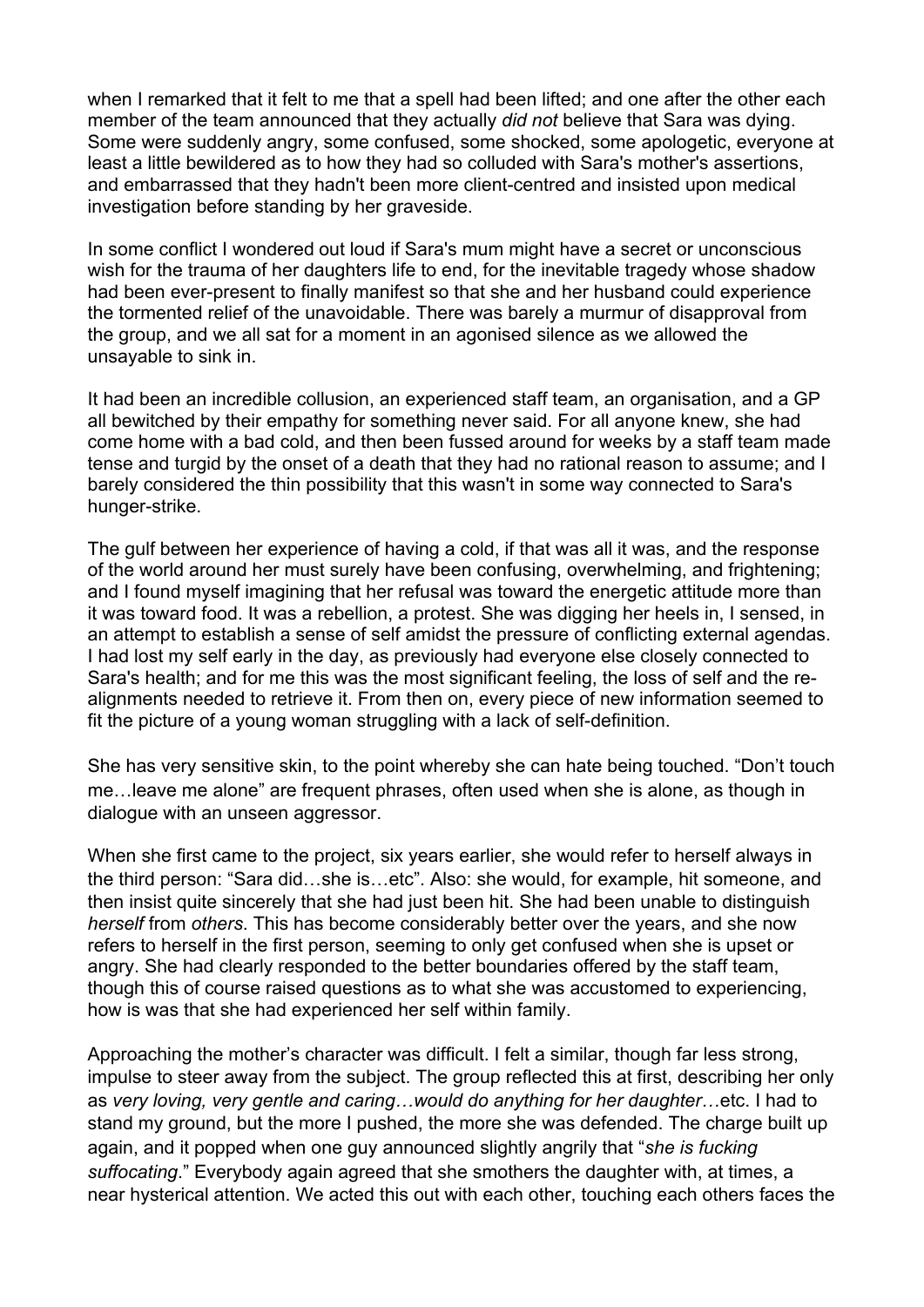when I remarked that it felt to me that a spell had been lifted; and one after the other each member of the team announced that they actually *did not* believe that Sara was dying. Some were suddenly angry, some confused, some shocked, some apologetic, everyone at least a little bewildered as to how they had so colluded with Sara's mother's assertions, and embarrassed that they hadn't been more client-centred and insisted upon medical investigation before standing by her graveside.

In some conflict I wondered out loud if Sara's mum might have a secret or unconscious wish for the trauma of her daughters life to end, for the inevitable tragedy whose shadow had been ever-present to finally manifest so that she and her husband could experience the tormented relief of the unavoidable. There was barely a murmur of disapproval from the group, and we all sat for a moment in an agonised silence as we allowed the unsayable to sink in.

It had been an incredible collusion, an experienced staff team, an organisation, and a GP all bewitched by their empathy for something never said. For all anyone knew, she had come home with a bad cold, and then been fussed around for weeks by a staff team made tense and turgid by the onset of a death that they had no rational reason to assume; and I barely considered the thin possibility that this wasn't in some way connected to Sara's hunger-strike.

The gulf between her experience of having a cold, if that was all it was, and the response of the world around her must surely have been confusing, overwhelming, and frightening; and I found myself imagining that her refusal was toward the energetic attitude more than it was toward food. It was a rebellion, a protest. She was digging her heels in, I sensed, in an attempt to establish a sense of self amidst the pressure of conflicting external agendas. I had lost my self early in the day, as previously had everyone else closely connected to Sara's health; and for me this was the most significant feeling, the loss of self and the re-alignments needed to retrieve it. From then on, every piece of new information seemed to fit the picture of a young woman struggling with a lack of self-definition.

She has very sensitive skin, to the point whereby she can hate being touched. "Don't touch me…leave me alone" are frequent phrases, often used when she is alone, as though in dialogue with an unseen aggressor.

When she first came to the project, six years earlier, she would refer to herself always in the third person: "Sara did…she is…etc". Also: she would, for example, hit someone, and then insist quite sincerely that she had just been hit. She had been unable to distinguish *herself* from *others*. This has become considerably better over the years, and she now refers to herself in the first person, seeming to only get confused when she is upset or angry. She had clearly responded to the better boundaries offered by the staff team, though this of course raised questions as to what she was accustomed to experiencing, how is was that she had experienced her self within family.

Approaching the mother's character was difficult. I felt a similar, though far less strong, impulse to steer away from the subject. The group reflected this at first, describing her only as *very loving, very gentle and caring…would do anything for her daughter…*etc. I had to stand my ground, but the more I pushed, the more she was defended. The charge built up again, and it popped when one guy announced slightly angrily that "*she is fucking suffocating*." Everybody again agreed that she smothers the daughter with, at times, a near hysterical attention. We acted this out with each other, touching each others faces the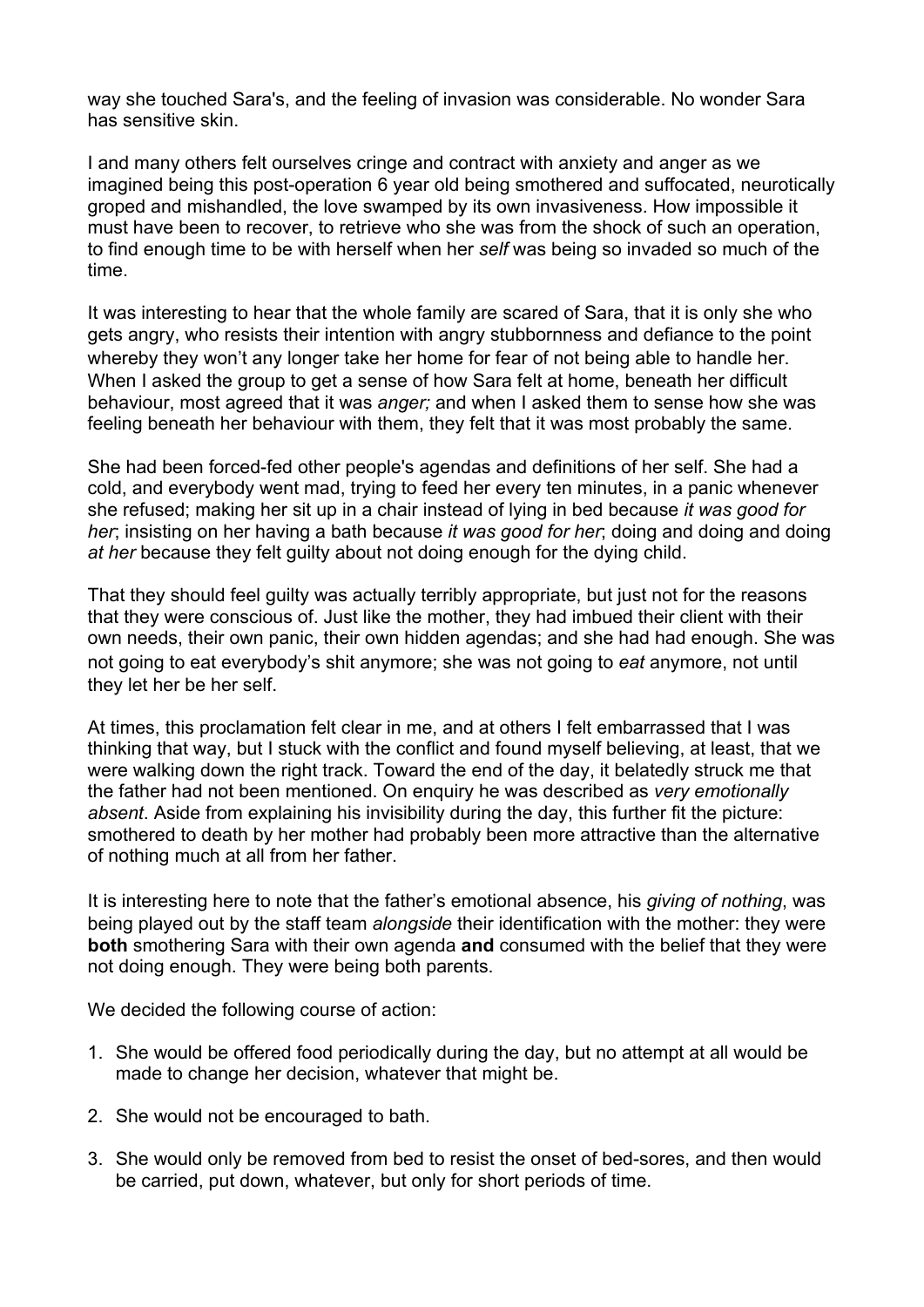way she touched Sara's, and the feeling of invasion was considerable. No wonder Sara has sensitive skin.

I and many others felt ourselves cringe and contract with anxiety and anger as we imagined being this post-operation 6 year old being smothered and suffocated, neurotically groped and mishandled, the love swamped by its own invasiveness. How impossible it must have been to recover, to retrieve who she was from the shock of such an operation, to find enough time to be with herself when her *self* was being so invaded so much of the time.

It was interesting to hear that the whole family are scared of Sara, that it is only she who gets angry, who resists their intention with angry stubbornness and defiance to the point whereby they won't any longer take her home for fear of not being able to handle her. When I asked the group to get a sense of how Sara felt at home, beneath her difficult behaviour, most agreed that it was *anger;* and when I asked them to sense how she was feeling beneath her behaviour with them, they felt that it was most probably the same.

She had been forced-fed other people's agendas and definitions of her self. She had a cold, and everybody went mad, trying to feed her every ten minutes, in a panic whenever she refused; making her sit up in a chair instead of lying in bed because *it was good for her*; insisting on her having a bath because *it was good for her*; doing and doing and doing *at her* because they felt guilty about not doing enough for the dying child.

That they should feel guilty was actually terribly appropriate, but just not for the reasons that they were conscious of. Just like the mother, they had imbued their client with their own needs, their own panic, their own hidden agendas; and she had had enough. She was not going to eat everybody's shit anymore; she was not going to *eat* anymore, not until they let her be her self.

At times, this proclamation felt clear in me, and at others I felt embarrassed that I was thinking that way, but I stuck with the conflict and found myself believing, at least, that we were walking down the right track. Toward the end of the day, it belatedly struck me that the father had not been mentioned. On enquiry he was described as *very emotionally absent*. Aside from explaining his invisibility during the day, this further fit the picture: smothered to death by her mother had probably been more attractive than the alternative of nothing much at all from her father.

It is interesting here to note that the father's emotional absence, his *giving of nothing*, was being played out by the staff team *alongside* their identification with the mother: they were **both** smothering Sara with their own agenda **and** consumed with the belief that they were not doing enough. They were being both parents.

We decided the following course of action:

1. She would be offered food periodically during the day, but no attempt at all would be made to change her decision, whatever that might be.
2. She would not be encouraged to bath.
3. She would only be removed from bed to resist the onset of bed-sores, and then would be carried, put down, whatever, but only for short periods of time.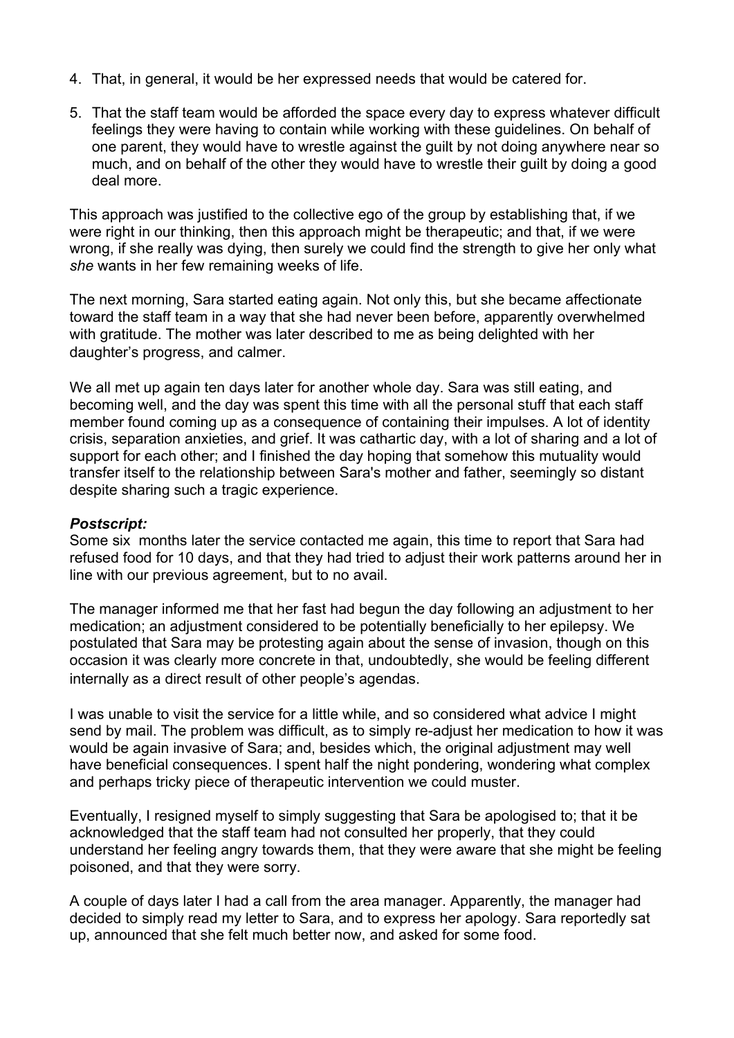4. That, in general, it would be her expressed needs that would be catered for.

5. That the staff team would be afforded the space every day to express whatever difficult feelings they were having to contain while working with these guidelines. On behalf of one parent, they would have to wrestle against the guilt by not doing anywhere near so much, and on behalf of the other they would have to wrestle their guilt by doing a good deal more.

This approach was justified to the collective ego of the group by establishing that, if we were right in our thinking, then this approach might be therapeutic; and that, if we were wrong, if she really was dying, then surely we could find the strength to give her only what *she* wants in her few remaining weeks of life.

The next morning, Sara started eating again. Not only this, but she became affectionate toward the staff team in a way that she had never been before, apparently overwhelmed with gratitude. The mother was later described to me as being delighted with her daughter's progress, and calmer.

We all met up again ten days later for another whole day. Sara was still eating, and becoming well, and the day was spent this time with all the personal stuff that each staff member found coming up as a consequence of containing their impulses. A lot of identity crisis, separation anxieties, and grief. It was cathartic day, with a lot of sharing and a lot of support for each other; and I finished the day hoping that somehow this mutuality would transfer itself to the relationship between Sara's mother and father, seemingly so distant despite sharing such a tragic experience.

***Postscript:***

Some six months later the service contacted me again, this time to report that Sara had refused food for 10 days, and that they had tried to adjust their work patterns around her in line with our previous agreement, but to no avail.

The manager informed me that her fast had begun the day following an adjustment to her medication; an adjustment considered to be potentially beneficially to her epilepsy. We postulated that Sara may be protesting again about the sense of invasion, though on this occasion it was clearly more concrete in that, undoubtedly, she would be feeling different internally as a direct result of other people's agendas.

I was unable to visit the service for a little while, and so considered what advice I might send by mail. The problem was difficult, as to simply re-adjust her medication to how it was would be again invasive of Sara; and, besides which, the original adjustment may well have beneficial consequences. I spent half the night pondering, wondering what complex and perhaps tricky piece of therapeutic intervention we could muster.

Eventually, I resigned myself to simply suggesting that Sara be apologised to; that it be acknowledged that the staff team had not consulted her properly, that they could understand her feeling angry towards them, that they were aware that she might be feeling poisoned, and that they were sorry.

A couple of days later I had a call from the area manager. Apparently, the manager had decided to simply read my letter to Sara, and to express her apology. Sara reportedly sat up, announced that she felt much better now, and asked for some food.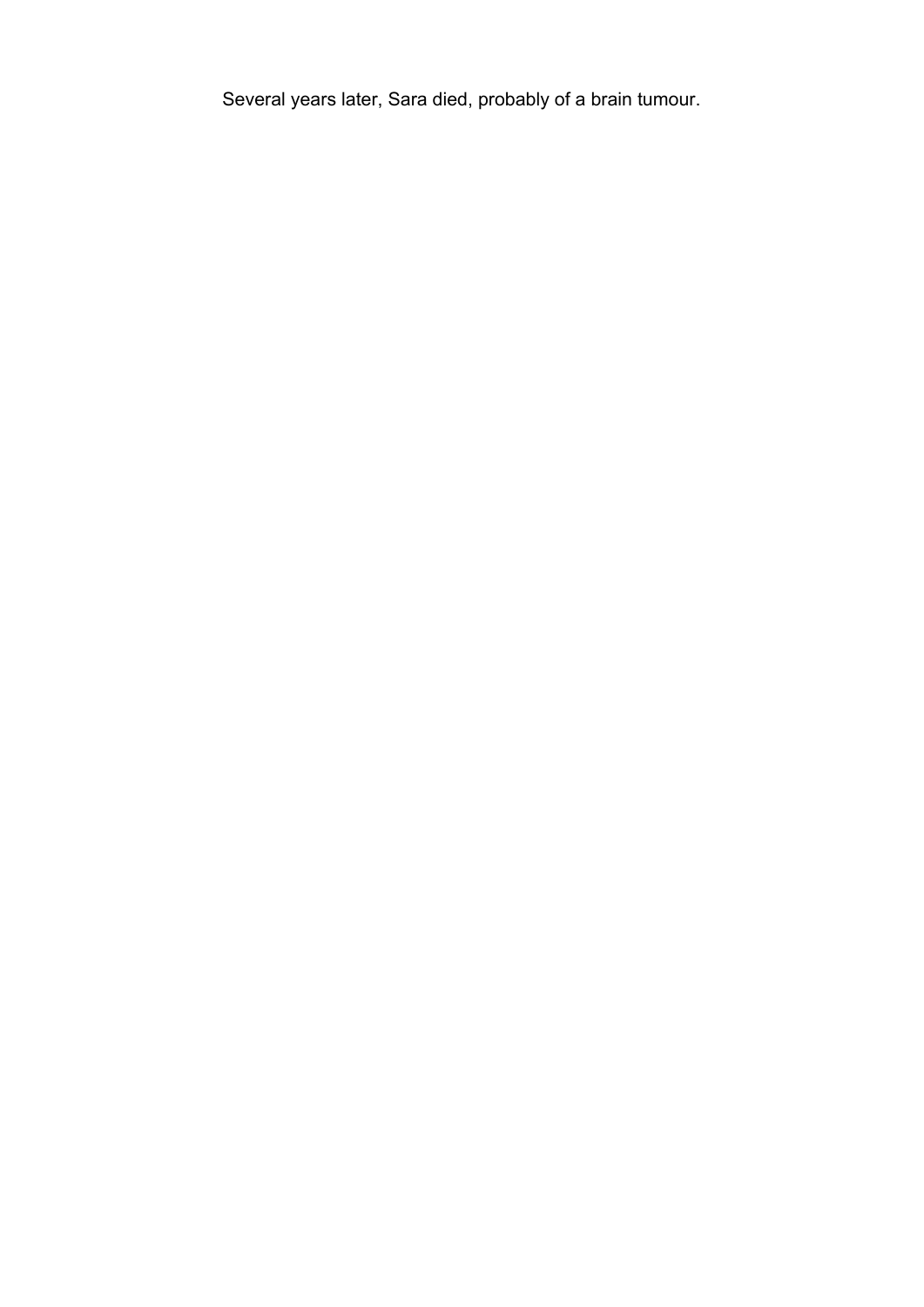Several years later, Sara died, probably of a brain tumour.